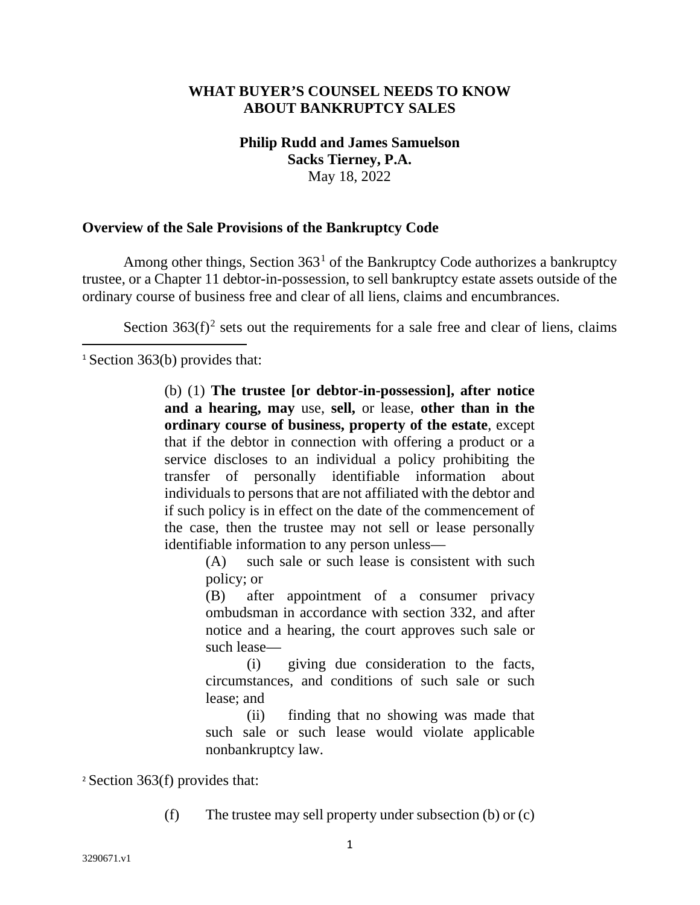**WHAT BUYER'S COUNSEL NEEDS TO KNOW ABOUT BANKRUPTCY SALES**

**Philip Rudd and James Samuelson**
**Sacks Tierney, P.A.**
May 18, 2022

## Overview of the Sale Provisions of the Bankruptcy Code

Among other things, Section 363[1] of the Bankruptcy Code authorizes a bankruptcy trustee, or a Chapter 11 debtor-in-possession, to sell bankruptcy estate assets outside of the ordinary course of business free and clear of all liens, claims and encumbrances.

Section 363(f)[2] sets out the requirements for a sale free and clear of liens, claims

---

[1] Section 363(b) provides that:

> (b) (1) **The trustee [or debtor-in-possession], after notice and a hearing, may** use, **sell,** or lease, **other than in the ordinary course of business, property of the estate**, except that if the debtor in connection with offering a product or a service discloses to an individual a policy prohibiting the transfer of personally identifiable information about individuals to persons that are not affiliated with the debtor and if such policy is in effect on the date of the commencement of the case, then the trustee may not sell or lease personally identifiable information to any person unless—
>
> (A) such sale or such lease is consistent with such policy; or
>
> (B) after appointment of a consumer privacy ombudsman in accordance with section 332, and after notice and a hearing, the court approves such sale or such lease—
>
> (i) giving due consideration to the facts, circumstances, and conditions of such sale or such lease; and
>
> (ii) finding that no showing was made that such sale or such lease would violate applicable nonbankruptcy law.

[2] Section 363(f) provides that:

> (f) The trustee may sell property under subsection (b) or (c)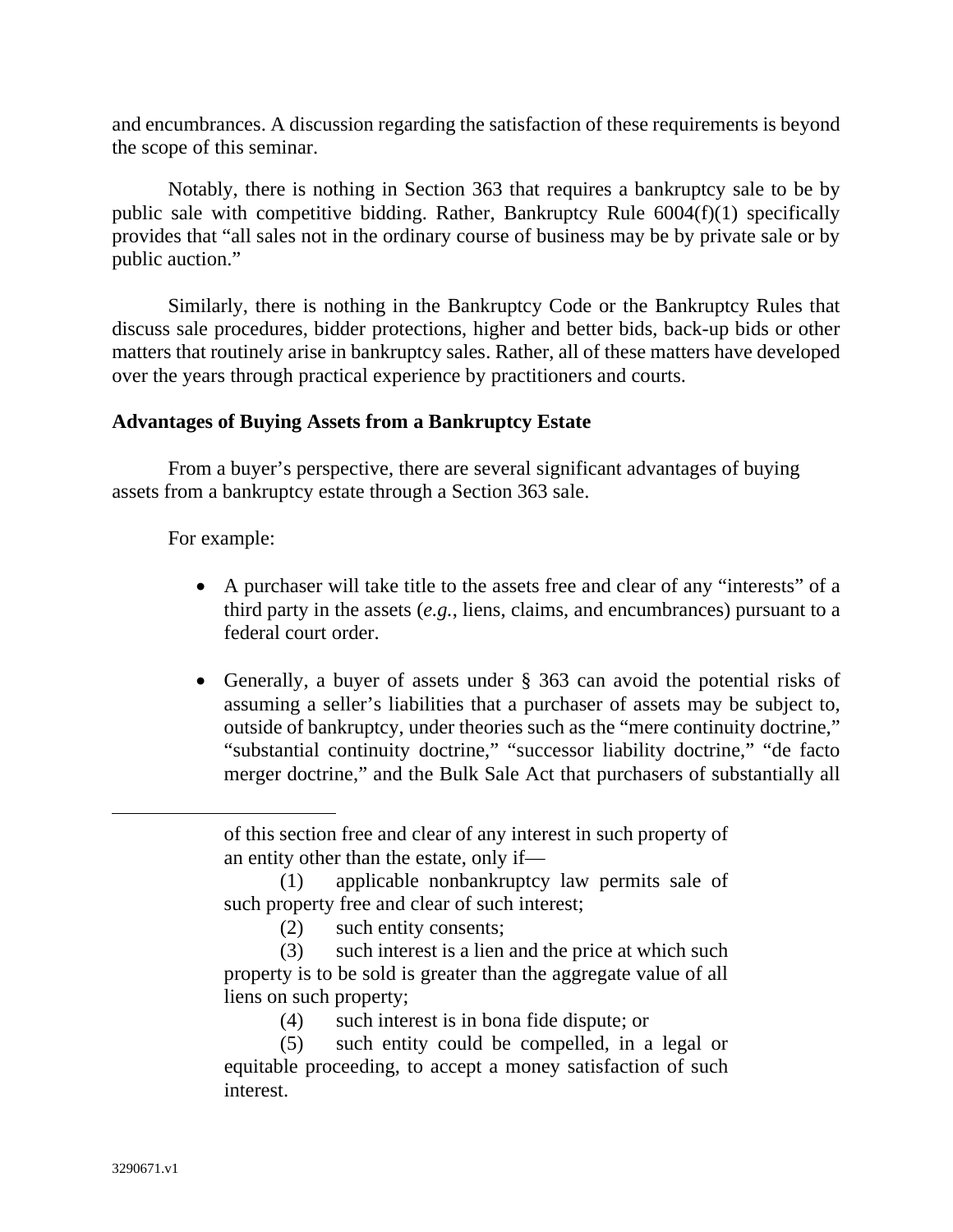and encumbrances. A discussion regarding the satisfaction of these requirements is beyond the scope of this seminar.

Notably, there is nothing in Section 363 that requires a bankruptcy sale to be by public sale with competitive bidding. Rather, Bankruptcy Rule 6004(f)(1) specifically provides that "all sales not in the ordinary course of business may be by private sale or by public auction."

Similarly, there is nothing in the Bankruptcy Code or the Bankruptcy Rules that discuss sale procedures, bidder protections, higher and better bids, back-up bids or other matters that routinely arise in bankruptcy sales. Rather, all of these matters have developed over the years through practical experience by practitioners and courts.

**Advantages of Buying Assets from a Bankruptcy Estate**

From a buyer's perspective, there are several significant advantages of buying assets from a bankruptcy estate through a Section 363 sale.

For example:

- A purchaser will take title to the assets free and clear of any "interests" of a third party in the assets (*e.g.*, liens, claims, and encumbrances) pursuant to a federal court order.

- Generally, a buyer of assets under § 363 can avoid the potential risks of assuming a seller's liabilities that a purchaser of assets may be subject to, outside of bankruptcy, under theories such as the "mere continuity doctrine," "substantial continuity doctrine," "successor liability doctrine," "de facto merger doctrine," and the Bulk Sale Act that purchasers of substantially all

---

of this section free and clear of any interest in such property of an entity other than the estate, only if—

(1) applicable nonbankruptcy law permits sale of such property free and clear of such interest;

(2) such entity consents;

(3) such interest is a lien and the price at which such property is to be sold is greater than the aggregate value of all liens on such property;

(4) such interest is in bona fide dispute; or

(5) such entity could be compelled, in a legal or equitable proceeding, to accept a money satisfaction of such interest.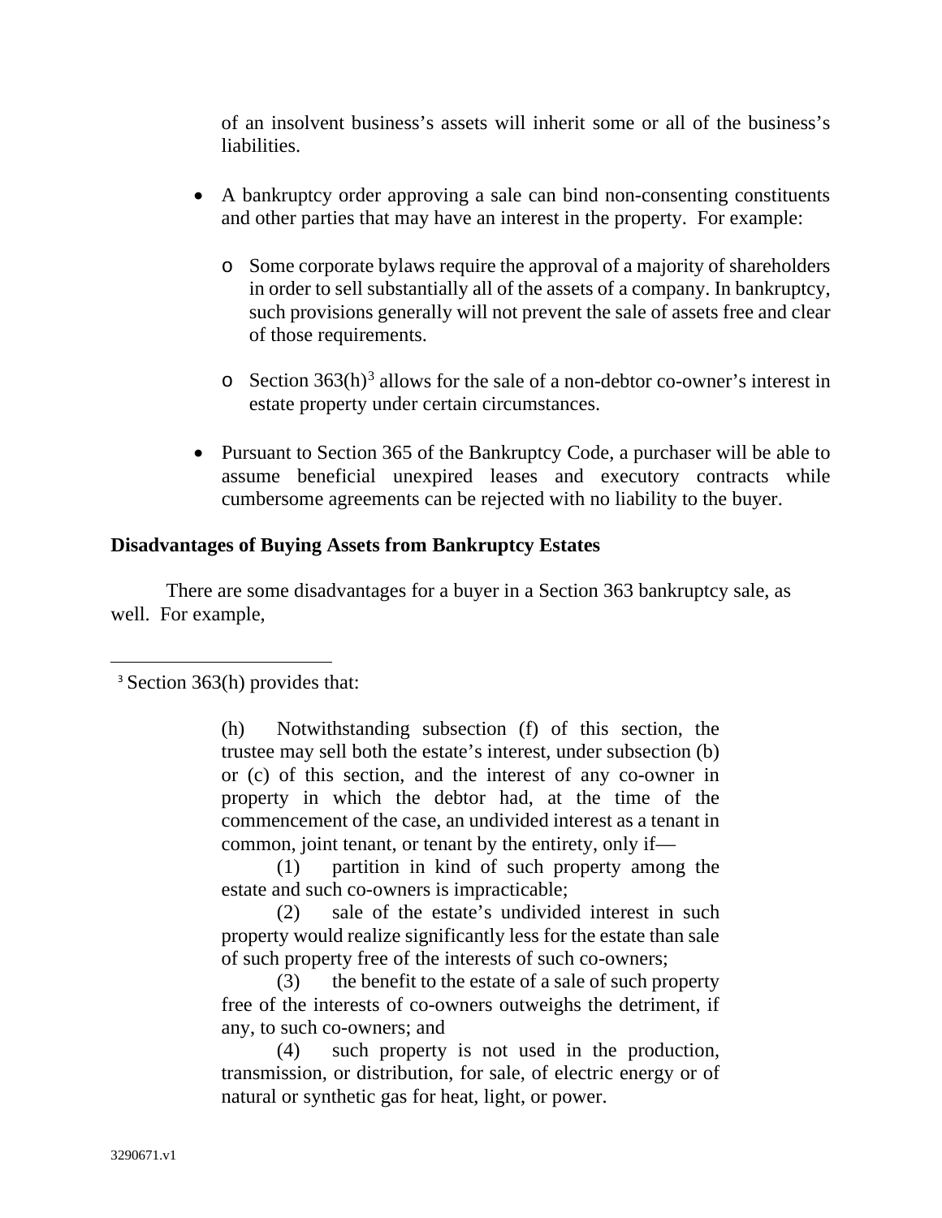of an insolvent business's assets will inherit some or all of the business's liabilities.

- A bankruptcy order approving a sale can bind non-consenting constituents and other parties that may have an interest in the property. For example:
  - Some corporate bylaws require the approval of a majority of shareholders in order to sell substantially all of the assets of a company. In bankruptcy, such provisions generally will not prevent the sale of assets free and clear of those requirements.
  - Section 363(h)[3] allows for the sale of a non-debtor co-owner's interest in estate property under certain circumstances.
- Pursuant to Section 365 of the Bankruptcy Code, a purchaser will be able to assume beneficial unexpired leases and executory contracts while cumbersome agreements can be rejected with no liability to the buyer.

**Disadvantages of Buying Assets from Bankruptcy Estates**

There are some disadvantages for a buyer in a Section 363 bankruptcy sale, as well. For example,

---

[3] Section 363(h) provides that:

> (h) Notwithstanding subsection (f) of this section, the trustee may sell both the estate's interest, under subsection (b) or (c) of this section, and the interest of any co-owner in property in which the debtor had, at the time of the commencement of the case, an undivided interest as a tenant in common, joint tenant, or tenant by the entirety, only if—
>
> (1) partition in kind of such property among the estate and such co-owners is impracticable;
>
> (2) sale of the estate's undivided interest in such property would realize significantly less for the estate than sale of such property free of the interests of such co-owners;
>
> (3) the benefit to the estate of a sale of such property free of the interests of co-owners outweighs the detriment, if any, to such co-owners; and
>
> (4) such property is not used in the production, transmission, or distribution, for sale, of electric energy or of natural or synthetic gas for heat, light, or power.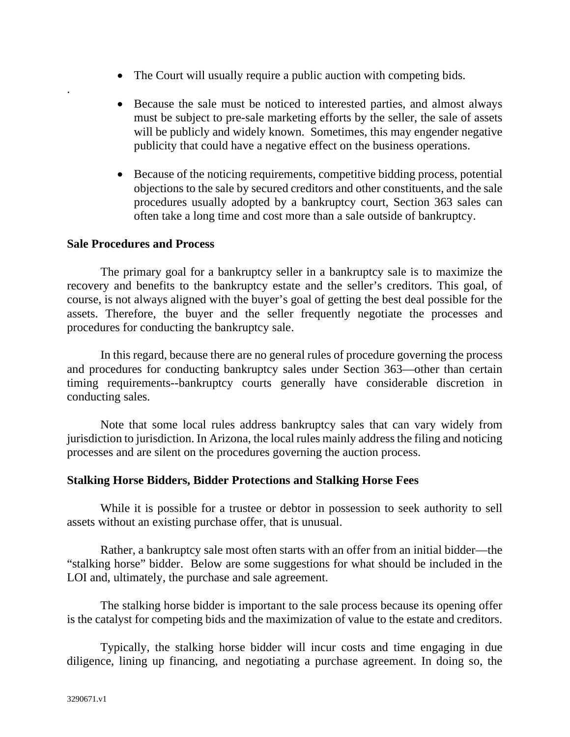- The Court will usually require a public auction with competing bids.

- Because the sale must be noticed to interested parties, and almost always must be subject to pre-sale marketing efforts by the seller, the sale of assets will be publicly and widely known. Sometimes, this may engender negative publicity that could have a negative effect on the business operations.

- Because of the noticing requirements, competitive bidding process, potential objections to the sale by secured creditors and other constituents, and the sale procedures usually adopted by a bankruptcy court, Section 363 sales can often take a long time and cost more than a sale outside of bankruptcy.

**Sale Procedures and Process**

The primary goal for a bankruptcy seller in a bankruptcy sale is to maximize the recovery and benefits to the bankruptcy estate and the seller's creditors. This goal, of course, is not always aligned with the buyer's goal of getting the best deal possible for the assets. Therefore, the buyer and the seller frequently negotiate the processes and procedures for conducting the bankruptcy sale.

In this regard, because there are no general rules of procedure governing the process and procedures for conducting bankruptcy sales under Section 363—other than certain timing requirements--bankruptcy courts generally have considerable discretion in conducting sales.

Note that some local rules address bankruptcy sales that can vary widely from jurisdiction to jurisdiction. In Arizona, the local rules mainly address the filing and noticing processes and are silent on the procedures governing the auction process.

**Stalking Horse Bidders, Bidder Protections and Stalking Horse Fees**

While it is possible for a trustee or debtor in possession to seek authority to sell assets without an existing purchase offer, that is unusual.

Rather, a bankruptcy sale most often starts with an offer from an initial bidder—the "stalking horse" bidder. Below are some suggestions for what should be included in the LOI and, ultimately, the purchase and sale agreement.

The stalking horse bidder is important to the sale process because its opening offer is the catalyst for competing bids and the maximization of value to the estate and creditors.

Typically, the stalking horse bidder will incur costs and time engaging in due diligence, lining up financing, and negotiating a purchase agreement. In doing so, the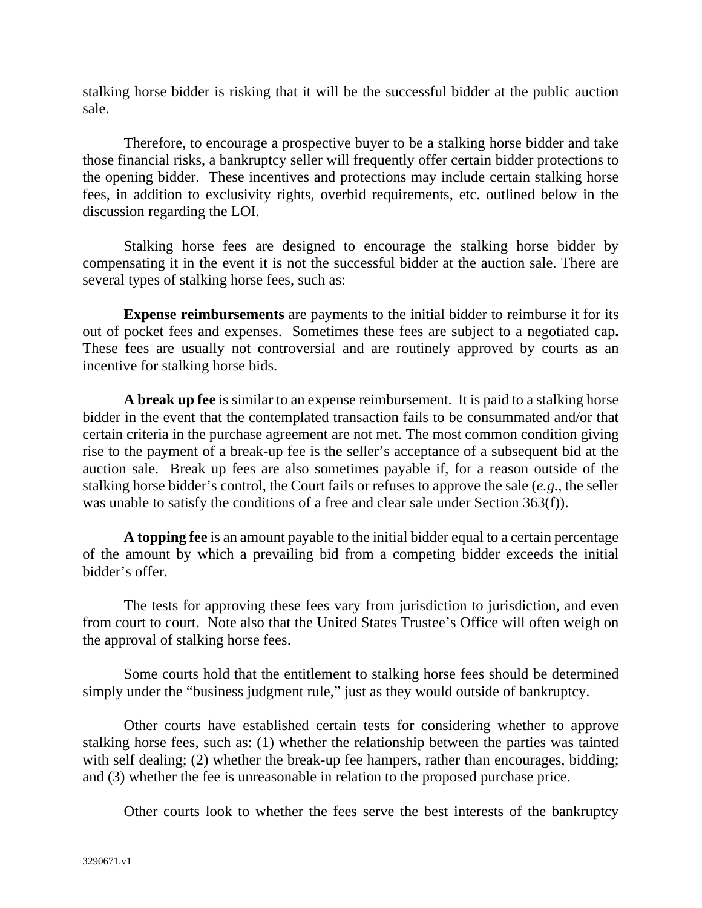stalking horse bidder is risking that it will be the successful bidder at the public auction sale.

Therefore, to encourage a prospective buyer to be a stalking horse bidder and take those financial risks, a bankruptcy seller will frequently offer certain bidder protections to the opening bidder. These incentives and protections may include certain stalking horse fees, in addition to exclusivity rights, overbid requirements, etc. outlined below in the discussion regarding the LOI.

Stalking horse fees are designed to encourage the stalking horse bidder by compensating it in the event it is not the successful bidder at the auction sale. There are several types of stalking horse fees, such as:

**Expense reimbursements** are payments to the initial bidder to reimburse it for its out of pocket fees and expenses. Sometimes these fees are subject to a negotiated cap**.** These fees are usually not controversial and are routinely approved by courts as an incentive for stalking horse bids.

**A break up fee** is similar to an expense reimbursement. It is paid to a stalking horse bidder in the event that the contemplated transaction fails to be consummated and/or that certain criteria in the purchase agreement are not met. The most common condition giving rise to the payment of a break-up fee is the seller's acceptance of a subsequent bid at the auction sale. Break up fees are also sometimes payable if, for a reason outside of the stalking horse bidder's control, the Court fails or refuses to approve the sale (*e.g.*, the seller was unable to satisfy the conditions of a free and clear sale under Section 363(f)).

**A topping fee** is an amount payable to the initial bidder equal to a certain percentage of the amount by which a prevailing bid from a competing bidder exceeds the initial bidder's offer.

The tests for approving these fees vary from jurisdiction to jurisdiction, and even from court to court. Note also that the United States Trustee's Office will often weigh on the approval of stalking horse fees.

Some courts hold that the entitlement to stalking horse fees should be determined simply under the "business judgment rule," just as they would outside of bankruptcy.

Other courts have established certain tests for considering whether to approve stalking horse fees, such as: (1) whether the relationship between the parties was tainted with self dealing; (2) whether the break-up fee hampers, rather than encourages, bidding; and (3) whether the fee is unreasonable in relation to the proposed purchase price.

Other courts look to whether the fees serve the best interests of the bankruptcy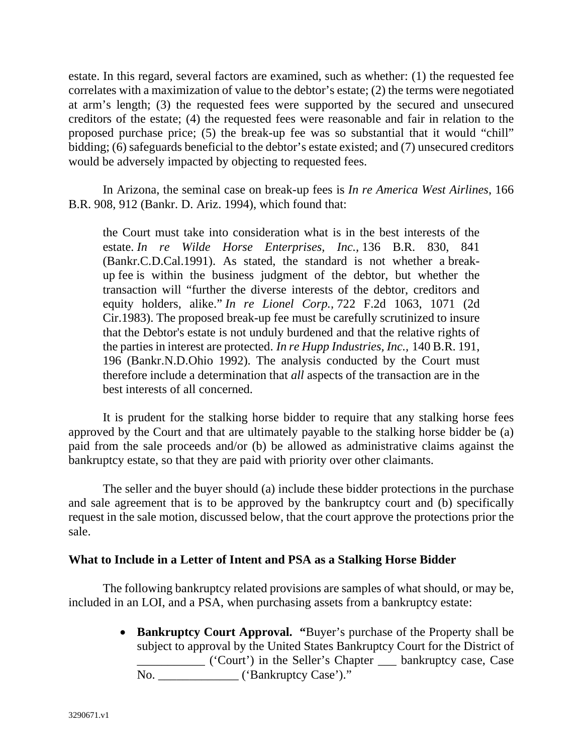estate. In this regard, several factors are examined, such as whether: (1) the requested fee correlates with a maximization of value to the debtor's estate; (2) the terms were negotiated at arm's length; (3) the requested fees were supported by the secured and unsecured creditors of the estate; (4) the requested fees were reasonable and fair in relation to the proposed purchase price; (5) the break-up fee was so substantial that it would "chill" bidding; (6) safeguards beneficial to the debtor's estate existed; and (7) unsecured creditors would be adversely impacted by objecting to requested fees.

In Arizona, the seminal case on break-up fees is *In re America West Airlines*, 166 B.R. 908, 912 (Bankr. D. Ariz. 1994), which found that:

> the Court must take into consideration what is in the best interests of the estate. *In re Wilde Horse Enterprises, Inc.,* 136 B.R. 830, 841 (Bankr.C.D.Cal.1991). As stated, the standard is not whether a break-up fee is within the business judgment of the debtor, but whether the transaction will "further the diverse interests of the debtor, creditors and equity holders, alike." *In re Lionel Corp.,* 722 F.2d 1063, 1071 (2d Cir.1983). The proposed break-up fee must be carefully scrutinized to insure that the Debtor's estate is not unduly burdened and that the relative rights of the parties in interest are protected. *In re Hupp Industries, Inc.,* 140 B.R. 191, 196 (Bankr.N.D.Ohio 1992). The analysis conducted by the Court must therefore include a determination that *all* aspects of the transaction are in the best interests of all concerned.

It is prudent for the stalking horse bidder to require that any stalking horse fees approved by the Court and that are ultimately payable to the stalking horse bidder be (a) paid from the sale proceeds and/or (b) be allowed as administrative claims against the bankruptcy estate, so that they are paid with priority over other claimants.

The seller and the buyer should (a) include these bidder protections in the purchase and sale agreement that is to be approved by the bankruptcy court and (b) specifically request in the sale motion, discussed below, that the court approve the protections prior the sale.

**What to Include in a Letter of Intent and PSA as a Stalking Horse Bidder**

The following bankruptcy related provisions are samples of what should, or may be, included in an LOI, and a PSA, when purchasing assets from a bankruptcy estate:

- **Bankruptcy Court Approval. "**Buyer's purchase of the Property shall be subject to approval by the United States Bankruptcy Court for the District of ___________ ('Court') in the Seller's Chapter ___ bankruptcy case, Case No. _____________ ('Bankruptcy Case')."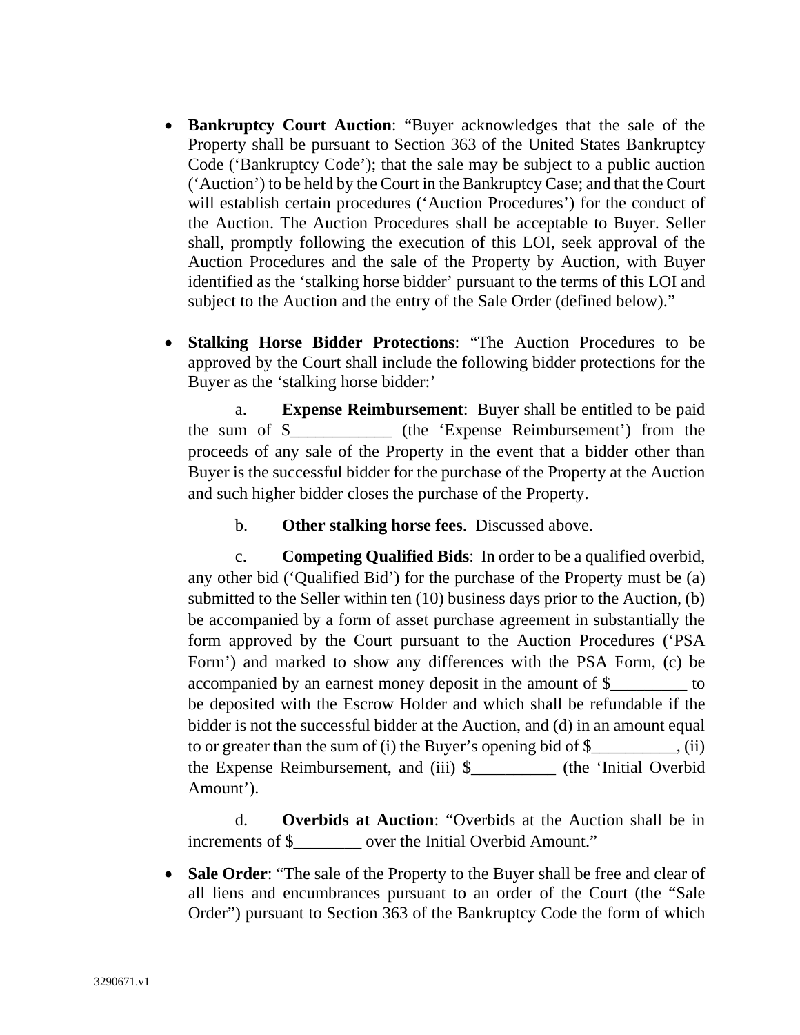- **Bankruptcy Court Auction**: "Buyer acknowledges that the sale of the Property shall be pursuant to Section 363 of the United States Bankruptcy Code ('Bankruptcy Code'); that the sale may be subject to a public auction ('Auction') to be held by the Court in the Bankruptcy Case; and that the Court will establish certain procedures ('Auction Procedures') for the conduct of the Auction. The Auction Procedures shall be acceptable to Buyer. Seller shall, promptly following the execution of this LOI, seek approval of the Auction Procedures and the sale of the Property by Auction, with Buyer identified as the 'stalking horse bidder' pursuant to the terms of this LOI and subject to the Auction and the entry of the Sale Order (defined below)."

- **Stalking Horse Bidder Protections**: "The Auction Procedures to be approved by the Court shall include the following bidder protections for the Buyer as the 'stalking horse bidder:'

  a. **Expense Reimbursement**: Buyer shall be entitled to be paid the sum of $____________ (the 'Expense Reimbursement') from the proceeds of any sale of the Property in the event that a bidder other than Buyer is the successful bidder for the purchase of the Property at the Auction and such higher bidder closes the purchase of the Property.

  b. **Other stalking horse fees**. Discussed above.

  c. **Competing Qualified Bids**: In order to be a qualified overbid, any other bid ('Qualified Bid') for the purchase of the Property must be (a) submitted to the Seller within ten (10) business days prior to the Auction, (b) be accompanied by a form of asset purchase agreement in substantially the form approved by the Court pursuant to the Auction Procedures ('PSA Form') and marked to show any differences with the PSA Form, (c) be accompanied by an earnest money deposit in the amount of $_________ to be deposited with the Escrow Holder and which shall be refundable if the bidder is not the successful bidder at the Auction, and (d) in an amount equal to or greater than the sum of (i) the Buyer's opening bid of $__________, (ii) the Expense Reimbursement, and (iii) $__________ (the 'Initial Overbid Amount').

  d. **Overbids at Auction**: "Overbids at the Auction shall be in increments of $________ over the Initial Overbid Amount."

- **Sale Order**: "The sale of the Property to the Buyer shall be free and clear of all liens and encumbrances pursuant to an order of the Court (the "Sale Order") pursuant to Section 363 of the Bankruptcy Code the form of which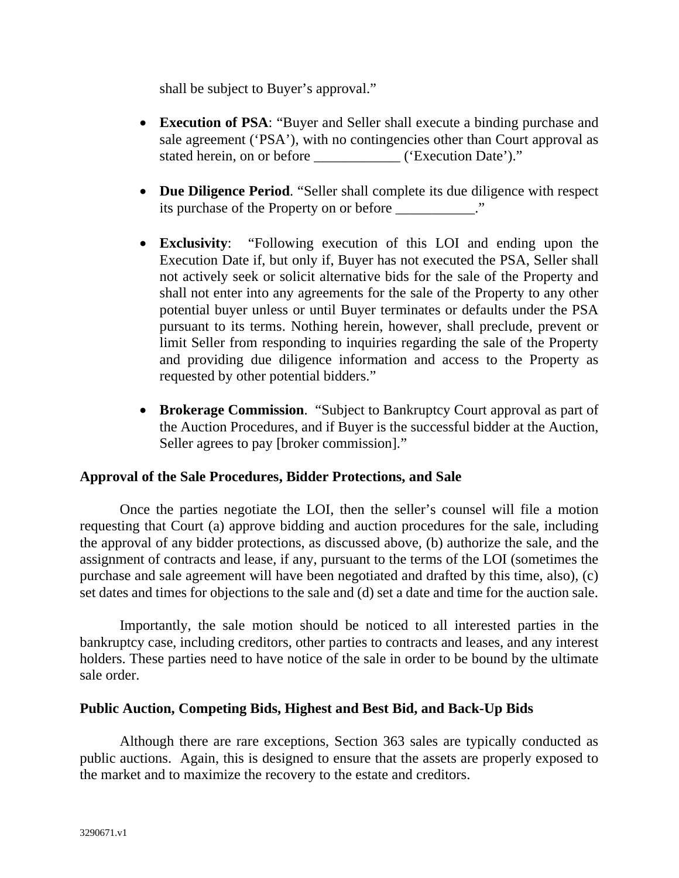shall be subject to Buyer's approval."

- **Execution of PSA**: "Buyer and Seller shall execute a binding purchase and sale agreement ('PSA'), with no contingencies other than Court approval as stated herein, on or before ____________ ('Execution Date')."

- **Due Diligence Period**. "Seller shall complete its due diligence with respect its purchase of the Property on or before ___________."

- **Exclusivity**: "Following execution of this LOI and ending upon the Execution Date if, but only if, Buyer has not executed the PSA, Seller shall not actively seek or solicit alternative bids for the sale of the Property and shall not enter into any agreements for the sale of the Property to any other potential buyer unless or until Buyer terminates or defaults under the PSA pursuant to its terms. Nothing herein, however, shall preclude, prevent or limit Seller from responding to inquiries regarding the sale of the Property and providing due diligence information and access to the Property as requested by other potential bidders."

- **Brokerage Commission**. "Subject to Bankruptcy Court approval as part of the Auction Procedures, and if Buyer is the successful bidder at the Auction, Seller agrees to pay [broker commission]."

### Approval of the Sale Procedures, Bidder Protections, and Sale

Once the parties negotiate the LOI, then the seller's counsel will file a motion requesting that Court (a) approve bidding and auction procedures for the sale, including the approval of any bidder protections, as discussed above, (b) authorize the sale, and the assignment of contracts and lease, if any, pursuant to the terms of the LOI (sometimes the purchase and sale agreement will have been negotiated and drafted by this time, also), (c) set dates and times for objections to the sale and (d) set a date and time for the auction sale.

Importantly, the sale motion should be noticed to all interested parties in the bankruptcy case, including creditors, other parties to contracts and leases, and any interest holders. These parties need to have notice of the sale in order to be bound by the ultimate sale order.

### Public Auction, Competing Bids, Highest and Best Bid, and Back-Up Bids

Although there are rare exceptions, Section 363 sales are typically conducted as public auctions. Again, this is designed to ensure that the assets are properly exposed to the market and to maximize the recovery to the estate and creditors.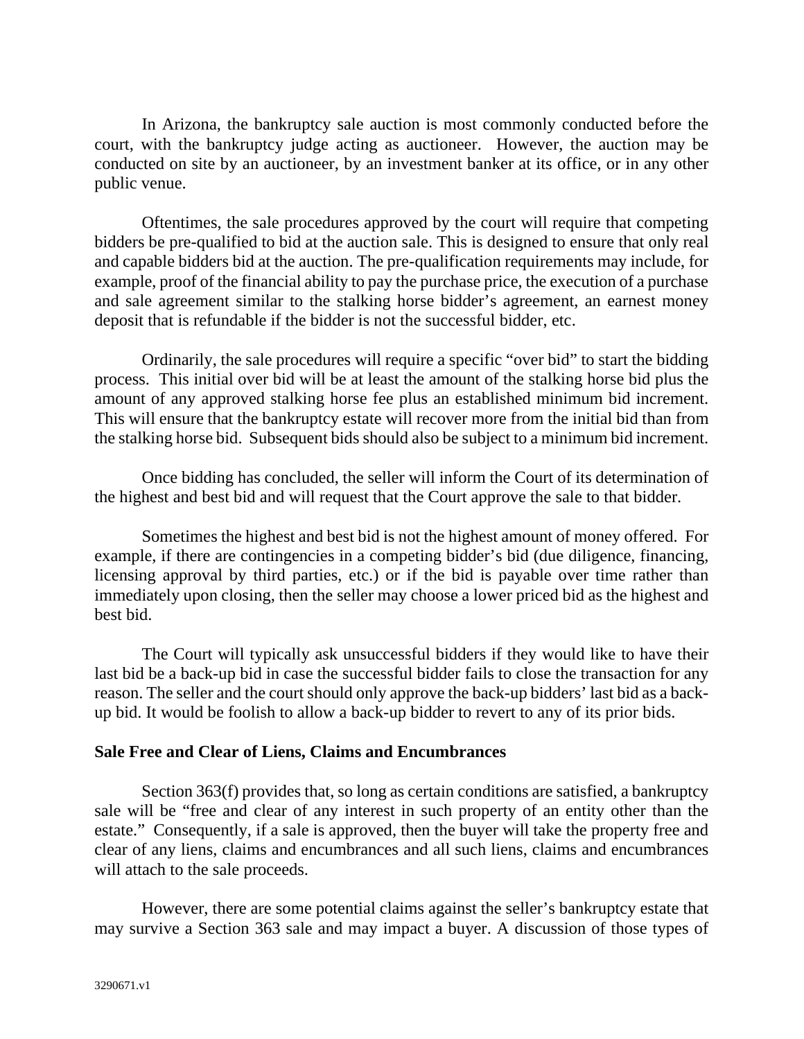In Arizona, the bankruptcy sale auction is most commonly conducted before the court, with the bankruptcy judge acting as auctioneer. However, the auction may be conducted on site by an auctioneer, by an investment banker at its office, or in any other public venue.

Oftentimes, the sale procedures approved by the court will require that competing bidders be pre-qualified to bid at the auction sale. This is designed to ensure that only real and capable bidders bid at the auction. The pre-qualification requirements may include, for example, proof of the financial ability to pay the purchase price, the execution of a purchase and sale agreement similar to the stalking horse bidder's agreement, an earnest money deposit that is refundable if the bidder is not the successful bidder, etc.

Ordinarily, the sale procedures will require a specific "over bid" to start the bidding process. This initial over bid will be at least the amount of the stalking horse bid plus the amount of any approved stalking horse fee plus an established minimum bid increment. This will ensure that the bankruptcy estate will recover more from the initial bid than from the stalking horse bid. Subsequent bids should also be subject to a minimum bid increment.

Once bidding has concluded, the seller will inform the Court of its determination of the highest and best bid and will request that the Court approve the sale to that bidder.

Sometimes the highest and best bid is not the highest amount of money offered. For example, if there are contingencies in a competing bidder's bid (due diligence, financing, licensing approval by third parties, etc.) or if the bid is payable over time rather than immediately upon closing, then the seller may choose a lower priced bid as the highest and best bid.

The Court will typically ask unsuccessful bidders if they would like to have their last bid be a back-up bid in case the successful bidder fails to close the transaction for any reason. The seller and the court should only approve the back-up bidders' last bid as a back-up bid. It would be foolish to allow a back-up bidder to revert to any of its prior bids.

**Sale Free and Clear of Liens, Claims and Encumbrances**

Section 363(f) provides that, so long as certain conditions are satisfied, a bankruptcy sale will be "free and clear of any interest in such property of an entity other than the estate." Consequently, if a sale is approved, then the buyer will take the property free and clear of any liens, claims and encumbrances and all such liens, claims and encumbrances will attach to the sale proceeds.

However, there are some potential claims against the seller's bankruptcy estate that may survive a Section 363 sale and may impact a buyer. A discussion of those types of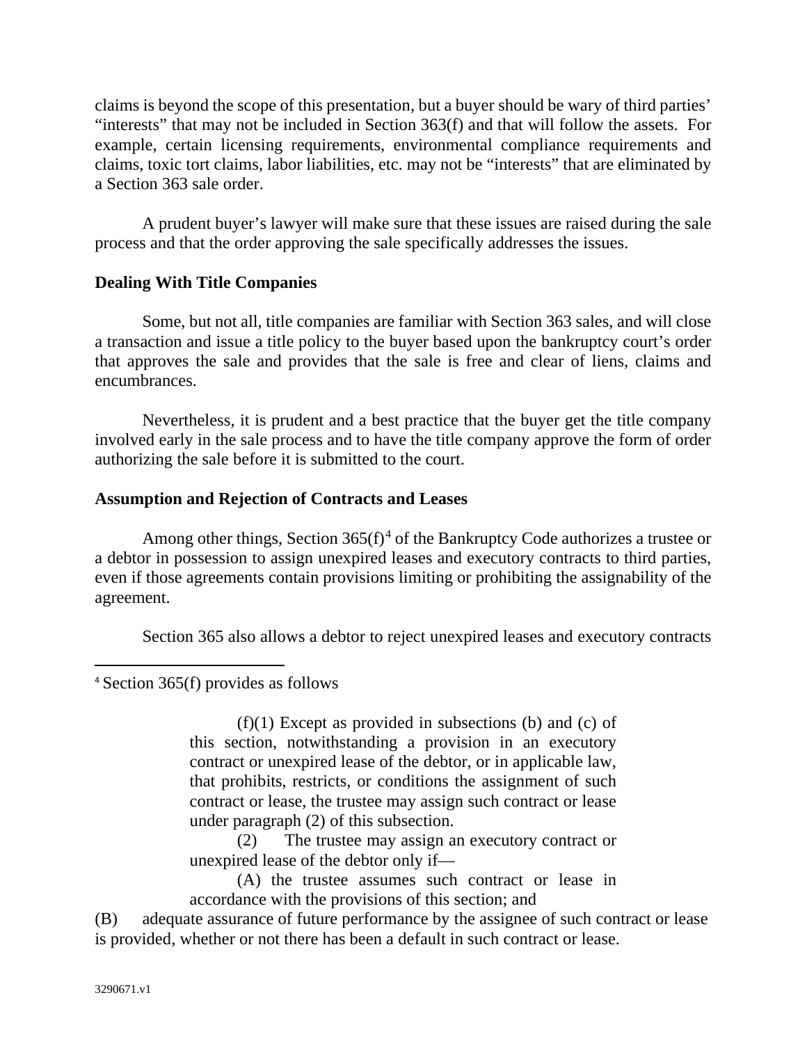claims is beyond the scope of this presentation, but a buyer should be wary of third parties' "interests" that may not be included in Section 363(f) and that will follow the assets. For example, certain licensing requirements, environmental compliance requirements and claims, toxic tort claims, labor liabilities, etc. may not be "interests" that are eliminated by a Section 363 sale order.

A prudent buyer's lawyer will make sure that these issues are raised during the sale process and that the order approving the sale specifically addresses the issues.

**Dealing With Title Companies**

Some, but not all, title companies are familiar with Section 363 sales, and will close a transaction and issue a title policy to the buyer based upon the bankruptcy court's order that approves the sale and provides that the sale is free and clear of liens, claims and encumbrances.

Nevertheless, it is prudent and a best practice that the buyer get the title company involved early in the sale process and to have the title company approve the form of order authorizing the sale before it is submitted to the court.

**Assumption and Rejection of Contracts and Leases**

Among other things, Section 365(f)[4] of the Bankruptcy Code authorizes a trustee or a debtor in possession to assign unexpired leases and executory contracts to third parties, even if those agreements contain provisions limiting or prohibiting the assignability of the agreement.

Section 365 also allows a debtor to reject unexpired leases and executory contracts

---

[4] Section 365(f) provides as follows

> (f)(1) Except as provided in subsections (b) and (c) of this section, notwithstanding a provision in an executory contract or unexpired lease of the debtor, or in applicable law, that prohibits, restricts, or conditions the assignment of such contract or lease, the trustee may assign such contract or lease under paragraph (2) of this subsection.
>
> (2) The trustee may assign an executory contract or unexpired lease of the debtor only if—
>
> (A) the trustee assumes such contract or lease in accordance with the provisions of this section; and

(B) adequate assurance of future performance by the assignee of such contract or lease is provided, whether or not there has been a default in such contract or lease.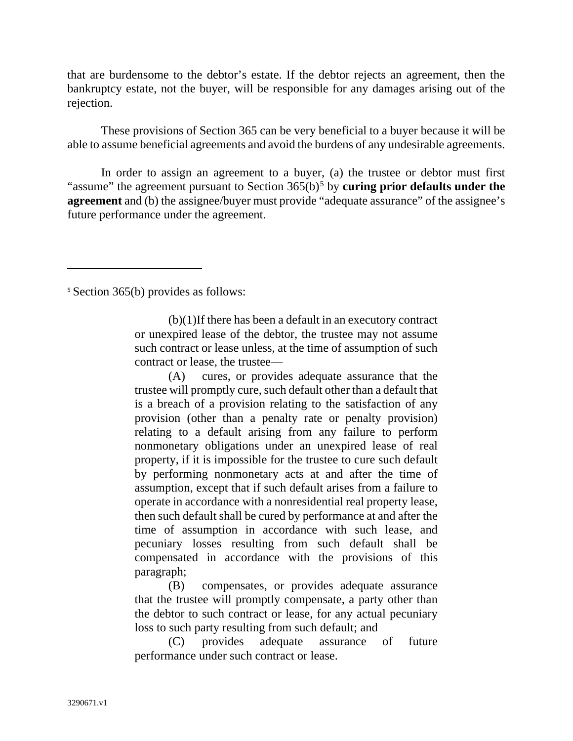that are burdensome to the debtor's estate. If the debtor rejects an agreement, then the bankruptcy estate, not the buyer, will be responsible for any damages arising out of the rejection.

These provisions of Section 365 can be very beneficial to a buyer because it will be able to assume beneficial agreements and avoid the burdens of any undesirable agreements.

In order to assign an agreement to a buyer, (a) the trustee or debtor must first "assume" the agreement pursuant to Section 365(b)[5] by **curing prior defaults under the agreement** and (b) the assignee/buyer must provide "adequate assurance" of the assignee's future performance under the agreement.

---

[5] Section 365(b) provides as follows:

> (b)(1)If there has been a default in an executory contract or unexpired lease of the debtor, the trustee may not assume such contract or lease unless, at the time of assumption of such contract or lease, the trustee—
>
> (A) cures, or provides adequate assurance that the trustee will promptly cure, such default other than a default that is a breach of a provision relating to the satisfaction of any provision (other than a penalty rate or penalty provision) relating to a default arising from any failure to perform nonmonetary obligations under an unexpired lease of real property, if it is impossible for the trustee to cure such default by performing nonmonetary acts at and after the time of assumption, except that if such default arises from a failure to operate in accordance with a nonresidential real property lease, then such default shall be cured by performance at and after the time of assumption in accordance with such lease, and pecuniary losses resulting from such default shall be compensated in accordance with the provisions of this paragraph;
>
> (B) compensates, or provides adequate assurance that the trustee will promptly compensate, a party other than the debtor to such contract or lease, for any actual pecuniary loss to such party resulting from such default; and
>
> (C) provides adequate assurance of future performance under such contract or lease.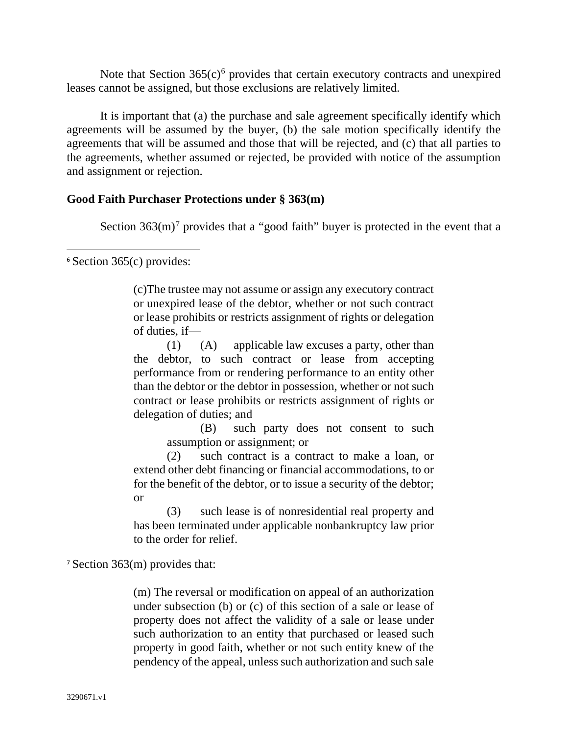Note that Section 365(c)[6] provides that certain executory contracts and unexpired leases cannot be assigned, but those exclusions are relatively limited.

It is important that (a) the purchase and sale agreement specifically identify which agreements will be assumed by the buyer, (b) the sale motion specifically identify the agreements that will be assumed and those that will be rejected, and (c) that all parties to the agreements, whether assumed or rejected, be provided with notice of the assumption and assignment or rejection.

**Good Faith Purchaser Protections under § 363(m)**

Section 363(m)[7] provides that a "good faith" buyer is protected in the event that a

---

[6] Section 365(c) provides:

> (c)The trustee may not assume or assign any executory contract or unexpired lease of the debtor, whether or not such contract or lease prohibits or restricts assignment of rights or delegation of duties, if—
>
> (1) (A) applicable law excuses a party, other than the debtor, to such contract or lease from accepting performance from or rendering performance to an entity other than the debtor or the debtor in possession, whether or not such contract or lease prohibits or restricts assignment of rights or delegation of duties; and
>
> (B) such party does not consent to such assumption or assignment; or
>
> (2) such contract is a contract to make a loan, or extend other debt financing or financial accommodations, to or for the benefit of the debtor, or to issue a security of the debtor; or
>
> (3) such lease is of nonresidential real property and has been terminated under applicable nonbankruptcy law prior to the order for relief.

[7] Section 363(m) provides that:

> (m) The reversal or modification on appeal of an authorization under subsection (b) or (c) of this section of a sale or lease of property does not affect the validity of a sale or lease under such authorization to an entity that purchased or leased such property in good faith, whether or not such entity knew of the pendency of the appeal, unless such authorization and such sale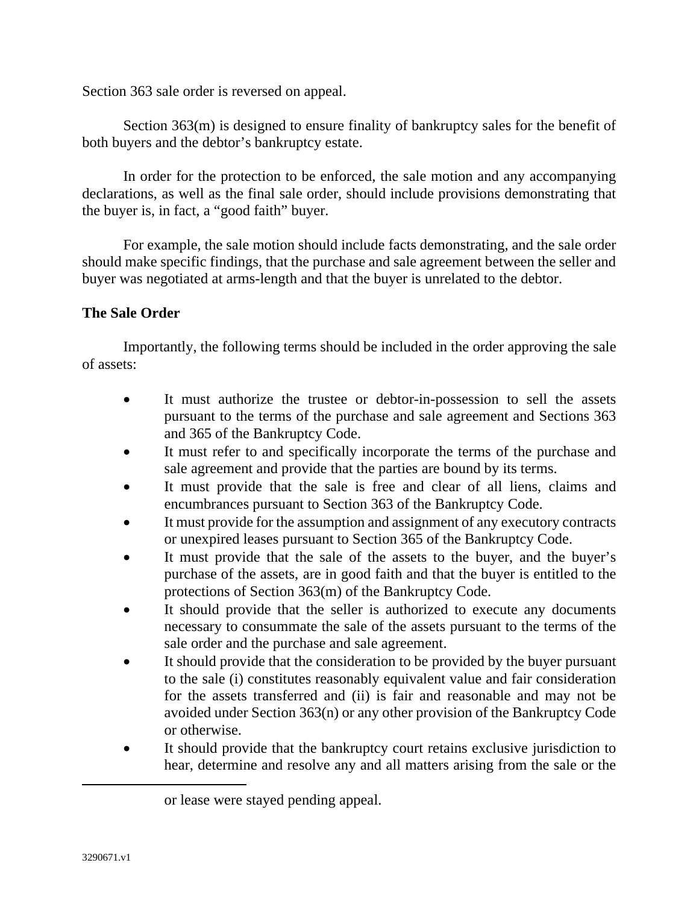Section 363 sale order is reversed on appeal.

Section 363(m) is designed to ensure finality of bankruptcy sales for the benefit of both buyers and the debtor's bankruptcy estate.

In order for the protection to be enforced, the sale motion and any accompanying declarations, as well as the final sale order, should include provisions demonstrating that the buyer is, in fact, a "good faith" buyer.

For example, the sale motion should include facts demonstrating, and the sale order should make specific findings, that the purchase and sale agreement between the seller and buyer was negotiated at arms-length and that the buyer is unrelated to the debtor.

**The Sale Order**

Importantly, the following terms should be included in the order approving the sale of assets:

- It must authorize the trustee or debtor-in-possession to sell the assets pursuant to the terms of the purchase and sale agreement and Sections 363 and 365 of the Bankruptcy Code.
- It must refer to and specifically incorporate the terms of the purchase and sale agreement and provide that the parties are bound by its terms.
- It must provide that the sale is free and clear of all liens, claims and encumbrances pursuant to Section 363 of the Bankruptcy Code.
- It must provide for the assumption and assignment of any executory contracts or unexpired leases pursuant to Section 365 of the Bankruptcy Code.
- It must provide that the sale of the assets to the buyer, and the buyer's purchase of the assets, are in good faith and that the buyer is entitled to the protections of Section 363(m) of the Bankruptcy Code.
- It should provide that the seller is authorized to execute any documents necessary to consummate the sale of the assets pursuant to the terms of the sale order and the purchase and sale agreement.
- It should provide that the consideration to be provided by the buyer pursuant to the sale (i) constitutes reasonably equivalent value and fair consideration for the assets transferred and (ii) is fair and reasonable and may not be avoided under Section 363(n) or any other provision of the Bankruptcy Code or otherwise.
- It should provide that the bankruptcy court retains exclusive jurisdiction to hear, determine and resolve any and all matters arising from the sale or the

---

or lease were stayed pending appeal.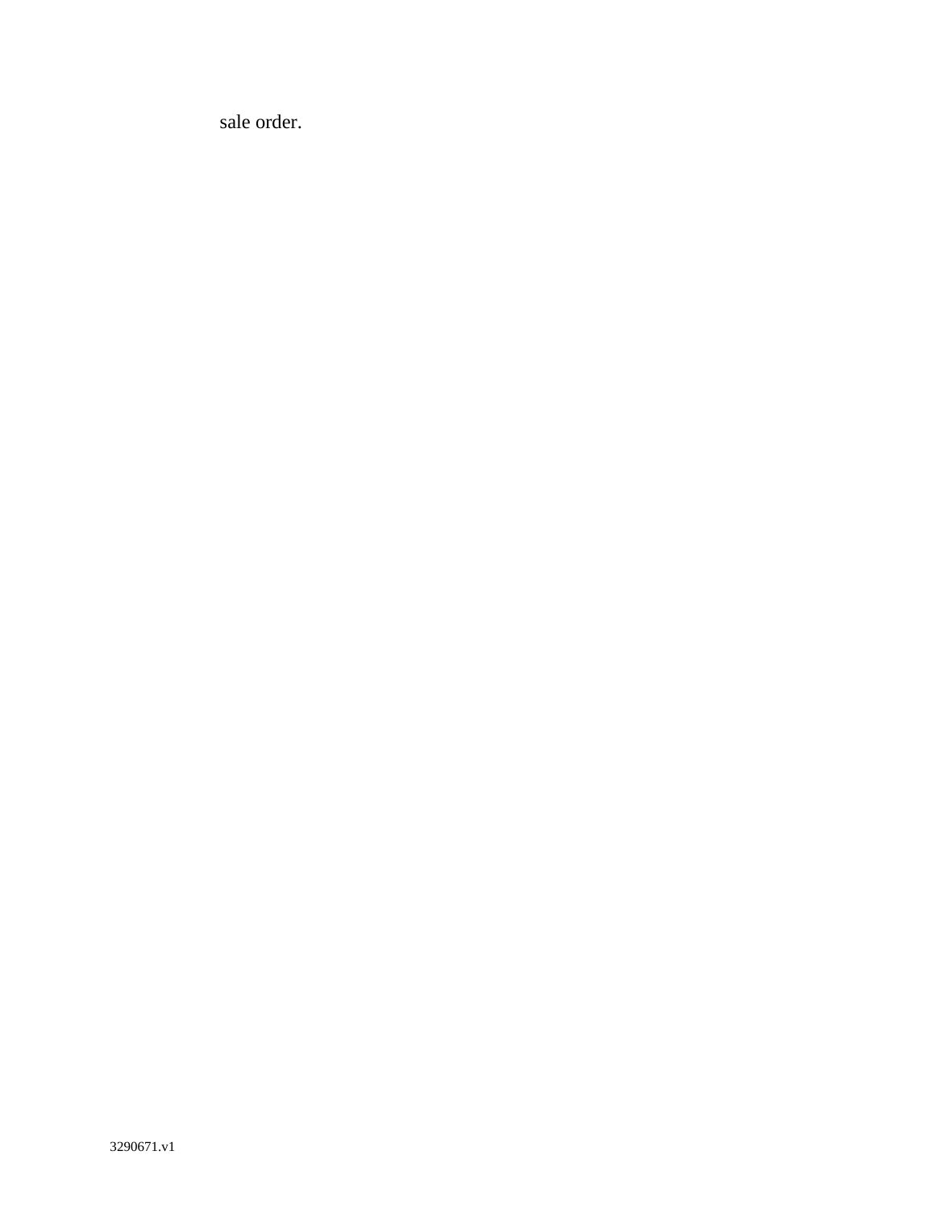sale order.